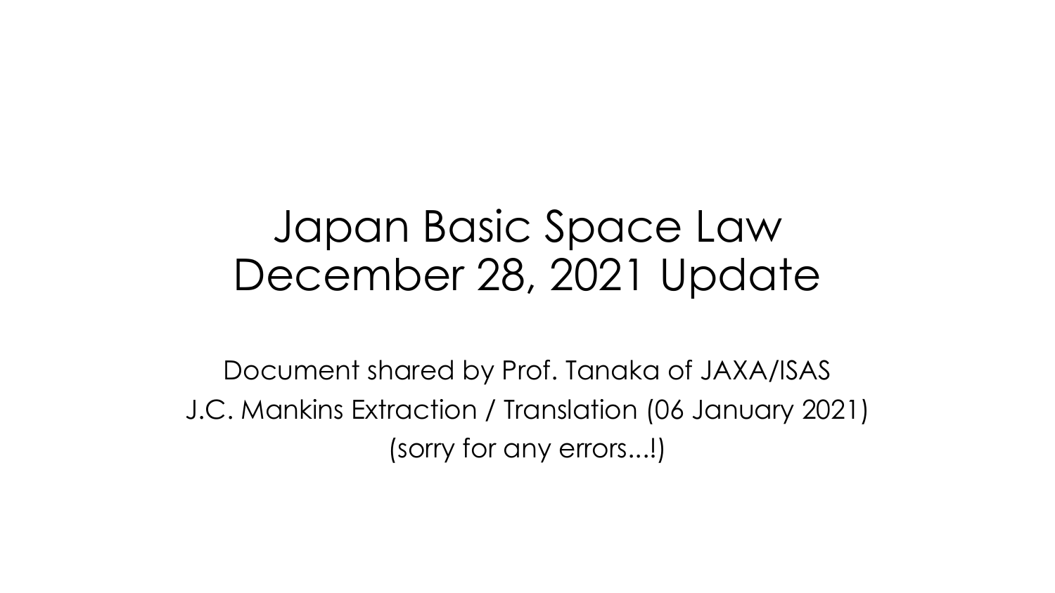# Japan Basic Space Law
# December 28, 2021 Update

Document shared by Prof. Tanaka of JAXA/ISAS

J.C. Mankins Extraction / Translation (06 January 2021)

(sorry for any errors...!)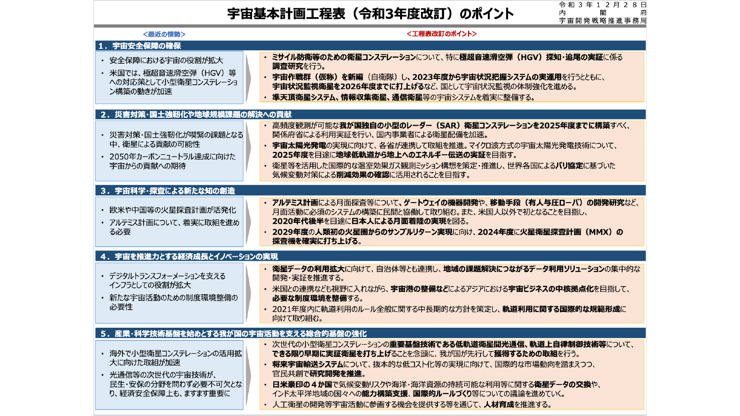# 宇宙基本計画工程表（令和3年度改訂）のポイント

令和３年１２月２８日
内閣府
宇宙開発戦略推進事務局

| ＜最近の情勢＞ | ＜工程表改訂のポイント＞ |
|---|---|

## １．宇宙安全保障の確保

**＜最近の情勢＞**

- 安全保障における宇宙の役割が拡大
- 米国では、極超音速滑空弾（HGV）等への対応策として小型衛星コンステレーション構築の動きが加速

**＜工程表改訂のポイント＞**

- **ミサイル防衛等のための衛星コンステレーション**について、特に**極超音速滑空弾（HGV）探知・追尾の実証**に係る**調査研究**を行う。
- **宇宙作戦群（仮称）を新編**（自衛隊）し、**2023年度から宇宙状況把握システムの実運用**を行うとともに、**宇宙状況監視衛星を2026年度までに打上げる**など、国として宇宙状況監視の体制強化を進める。
- **準天頂衛星システム、情報収集衛星、通信衛星**等の宇宙システムを着実に整備する。

## ２．災害対策・国土強靭化や地球規模課題の解決への貢献

**＜最近の情勢＞**

- 災害対策・国土強靭化が喫緊の課題となる中、衛星による貢献の可能性
- 2050年カーボンニュートラル達成に向けた宇宙からの貢献への期待

**＜工程表改訂のポイント＞**

- 高頻度観測が可能な**我が国独自の小型のレーダー（SAR）衛星コンステレーションを2025年度までに構築**すべく、関係府省による利用実証を行い、国内事業者による衛星配備を加速。
- **宇宙太陽光発電**の実現に向けて、各省が連携して取組を推進。マイクロ波方式の宇宙太陽光発電技術について、**2025年度**を目途に**地球低軌道から地上へのエネルギー伝送の実証**を目指す。
- 衛星等を活用した国際的な温室効果ガス観測ミッション構想を策定・推進し、世界各国による**パリ協定**に基づいた気候変動対策による**削減効果の確認**に活用されることを目指す。

## ３．宇宙科学・探査による新たな知の創造

**＜最近の情勢＞**

- 欧米や中国等の火星探査計画が活発化
- アルテミス計画について、着実に取組を進める必要

**＜工程表改訂のポイント＞**

- **アルテミス計画**による月面探査等について、**ゲートウェイの機器開発**や、**移動手段（有人与圧ローバ）の開発研究**など、月面活動に必須のシステムの構築に民間と協働して取り組む。また、米国人以外で初となることを目指し、**2020年代後半**を目途に**日本人による月面着陸の実現**を図る。
- **2029年度**の**人類初の火星圏からのサンプルリターン実現**に向け、**2024年度**に**火星衛星探査計画（MMX）の探査機を確実に打ち上げる。**

## ４．宇宙を推進力とする経済成長とイノベーションの実現

**＜最近の情勢＞**

- デジタルトランスフォーメーションを支えるインフラとしての役割が拡大
- 新たな宇宙活動のための制度環境整備の必要性

**＜工程表改訂のポイント＞**

- **衛星データの利用拡大**に向けて、自治体等とも連携し、**地域の課題解決につながるデータ利用ソリューション**の集中的な開発・実証を推進する。
- 米国との連携なども視野に入れながら、**宇宙港の整備など**によるアジアにおける**宇宙ビジネスの中核拠点化**を目指して、**必要な制度環境を整備**する。
- 2021年度内に軌道利用のルール全般に関する中長期的な方針を策定し、**軌道利用に関する国際的な規範形成**に向けて取り組む。

## ５．産業・科学技術基盤を始めとする我が国の宇宙活動を支える総合的基盤の強化

**＜最近の情勢＞**

- 海外で小型衛星コンステレーションの活用拡大に向けた取組が加速
- 光通信等の次世代の宇宙技術が、民生・安保の分野を問わず必要不可欠となり、経済安全保障上も、ますます重要に

**＜工程表改訂のポイント＞**

- 次世代の小型衛星コンステレーションの**重要基盤技術である低軌道衛星間光通信、軌道上自律制御技術等**について、**できる限り早期に実証衛星を打ち上げる**ことを念頭に、我が国が先行して**獲得するための取組**を行う。
- **将来宇宙輸送システム**について、抜本的な低コスト化等の実現に向けて、国際的な市場動向を踏まえつつ、官民共創で**研究開発を推進**。
- **日米豪印の４か国**で気候変動リスクや海洋・海洋資源の持続可能な利用等に関する**衛星データの交換**や、インド太平洋地域の国々への**能力構築支援**、**国際的ルールづくり**等についての議論を進めていく。
- 人工衛星の開発等宇宙活動に参画する機会を提供する等を通じて、**人材育成**を推進する。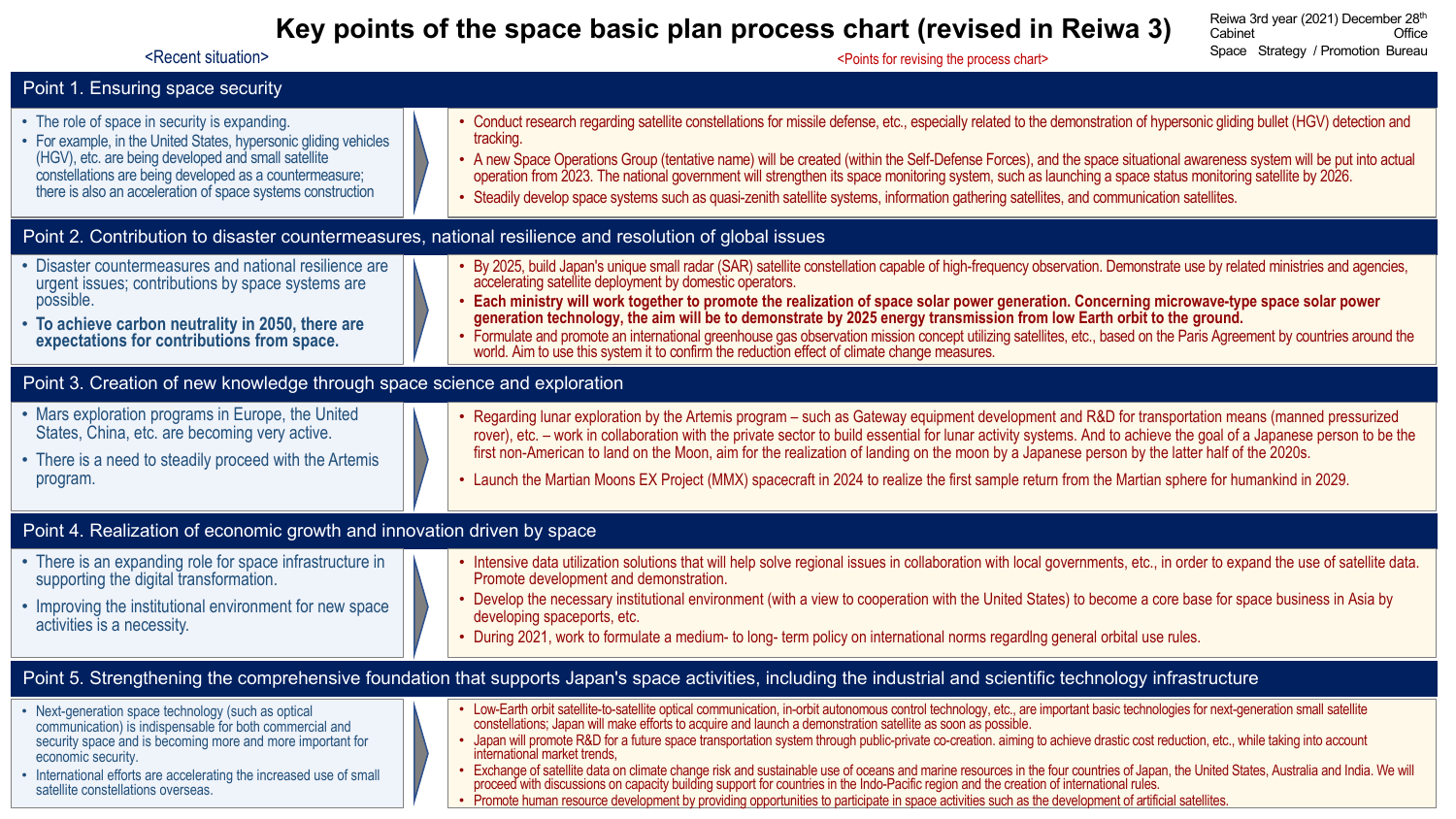# Key points of the space basic plan process chart (revised in Reiwa 3)

Reiwa 3rd year (2021) December 28th
Cabinet Office
Space Strategy / Promotion Bureau

<Recent situation>

<Points for revising the process chart>

## Point 1. Ensuring space security

**Recent situation:**

- The role of space in security is expanding.
- For example, in the United States, hypersonic gliding vehicles (HGV), etc. are being developed and small satellite constellations are being developed as a countermeasure; there is also an acceleration of space systems construction

**Points for revising the process chart:**

- Conduct research regarding satellite constellations for missile defense, etc., especially related to the demonstration of hypersonic gliding bullet (HGV) detection and tracking.
- A new Space Operations Group (tentative name) will be created (within the Self-Defense Forces), and the space situational awareness system will be put into actual operation from 2023. The national government will strengthen its space monitoring system, such as launching a space status monitoring satellite by 2026.
- Steadily develop space systems such as quasi-zenith satellite systems, information gathering satellites, and communication satellites.

## Point 2. Contribution to disaster countermeasures, national resilience and resolution of global issues

**Recent situation:**

- Disaster countermeasures and national resilience are urgent issues; contributions by space systems are possible.
- **To achieve carbon neutrality in 2050, there are expectations for contributions from space.**

**Points for revising the process chart:**

- By 2025, build Japan's unique small radar (SAR) satellite constellation capable of high-frequency observation. Demonstrate use by related ministries and agencies, accelerating satellite deployment by domestic operators.
- **Each ministry will work together to promote the realization of space solar power generation. Concerning microwave-type space solar power generation technology, the aim will be to demonstrate by 2025 energy transmission from low Earth orbit to the ground.**
- Formulate and promote an international greenhouse gas observation mission concept utilizing satellites, etc., based on the Paris Agreement by countries around the world. Aim to use this system it to confirm the reduction effect of climate change measures.

## Point 3. Creation of new knowledge through space science and exploration

**Recent situation:**

- Mars exploration programs in Europe, the United States, China, etc. are becoming very active.
- There is a need to steadily proceed with the Artemis program.

**Points for revising the process chart:**

- Regarding lunar exploration by the Artemis program – such as Gateway equipment development and R&D for transportation means (manned pressurized rover), etc. – work in collaboration with the private sector to build essential for lunar activity systems. And to achieve the goal of a Japanese person to be the first non-American to land on the Moon, aim for the realization of landing on the moon by a Japanese person by the latter half of the 2020s.
- Launch the Martian Moons EX Project (MMX) spacecraft in 2024 to realize the first sample return from the Martian sphere for humankind in 2029.

## Point 4. Realization of economic growth and innovation driven by space

**Recent situation:**

- There is an expanding role for space infrastructure in supporting the digital transformation.
- Improving the institutional environment for new space activities is a necessity.

**Points for revising the process chart:**

- Intensive data utilization solutions that will help solve regional issues in collaboration with local governments, etc., in order to expand the use of satellite data. Promote development and demonstration.
- Develop the necessary institutional environment (with a view to cooperation with the United States) to become a core base for space business in Asia by developing spaceports, etc.
- During 2021, work to formulate a medium- to long- term policy on international norms regardlng general orbital use rules.

## Point 5. Strengthening the comprehensive foundation that supports Japan's space activities, including the industrial and scientific technology infrastructure

**Recent situation:**

- Next-generation space technology (such as optical communication) is indispensable for both commercial and security space and is becoming more and more important for economic security.
- International efforts are accelerating the increased use of small satellite constellations overseas.

**Points for revising the process chart:**

- Low-Earth orbit satellite-to-satellite optical communication, in-orbit autonomous control technology, etc., are important basic technologies for next-generation small satellite constellations; Japan will make efforts to acquire and launch a demonstration satellite as soon as possible.
- Japan will promote R&D for a future space transportation system through public-private co-creation. aiming to achieve drastic cost reduction, etc., while taking into account international market trends,
- Exchange of satellite data on climate change risk and sustainable use of oceans and marine resources in the four countries of Japan, the United States, Australia and India. We will proceed with discussions on capacity building support for countries in the Indo-Pacific region and the creation of international rules.
- Promote human resource development by providing opportunities to participate in space activities such as the development of artificial satellites.